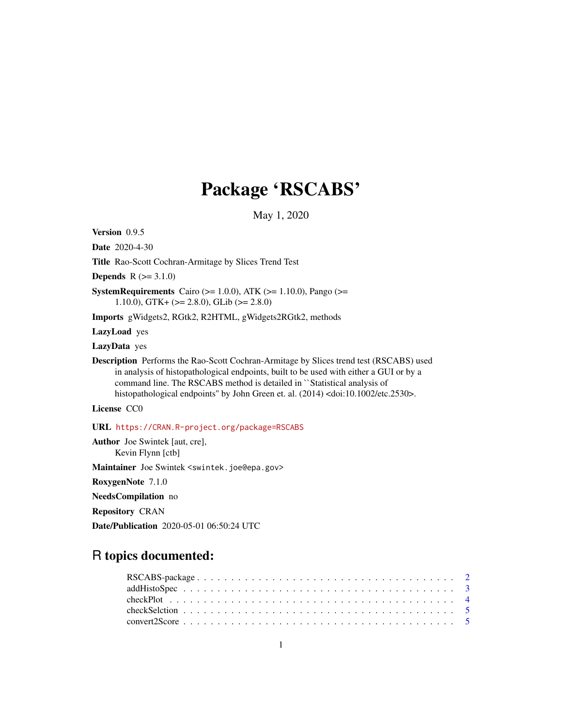# Package 'RSCABS'

May 1, 2020

**Version** 0.9.5

**Date** 2020-4-30

**Title** Rao-Scott Cochran-Armitage by Slices Trend Test

**Depends** R (>= 3.1.0)

**SystemRequirements** Cairo (>= 1.0.0), ATK (>= 1.10.0), Pango (>= 1.10.0), GTK+ (>= 2.8.0), GLib (>= 2.8.0)

**Imports** gWidgets2, RGtk2, R2HTML, gWidgets2RGtk2, methods

**LazyLoad** yes

**LazyData** yes

**Description** Performs the Rao-Scott Cochran-Armitage by Slices trend test (RSCABS) used in analysis of histopathological endpoints, built to be used with either a GUI or by a command line. The RSCABS method is detailed in ``Statistical analysis of histopathological endpoints'' by John Green et. al. (2014) <doi:10.1002/etc.2530>.

**License** CC0

**URL** https://CRAN.R-project.org/package=RSCABS

**Author** Joe Swintek [aut, cre], Kevin Flynn [ctb]

**Maintainer** Joe Swintek <swintek.joe@epa.gov>

**RoxygenNote** 7.1.0

**NeedsCompilation** no

**Repository** CRAN

**Date/Publication** 2020-05-01 06:50:24 UTC

## R topics documented:

- RSCABS-package . . . . . . . . . . . . . . . . . . . . . . . . . . . . . . . . . . . . 2
- addHistoSpec . . . . . . . . . . . . . . . . . . . . . . . . . . . . . . . . . . . . 3
- checkPlot . . . . . . . . . . . . . . . . . . . . . . . . . . . . . . . . . . . . 4
- checkSelction . . . . . . . . . . . . . . . . . . . . . . . . . . . . . . . . . . . . 5
- convert2Score . . . . . . . . . . . . . . . . . . . . . . . . . . . . . . . . . . . . 5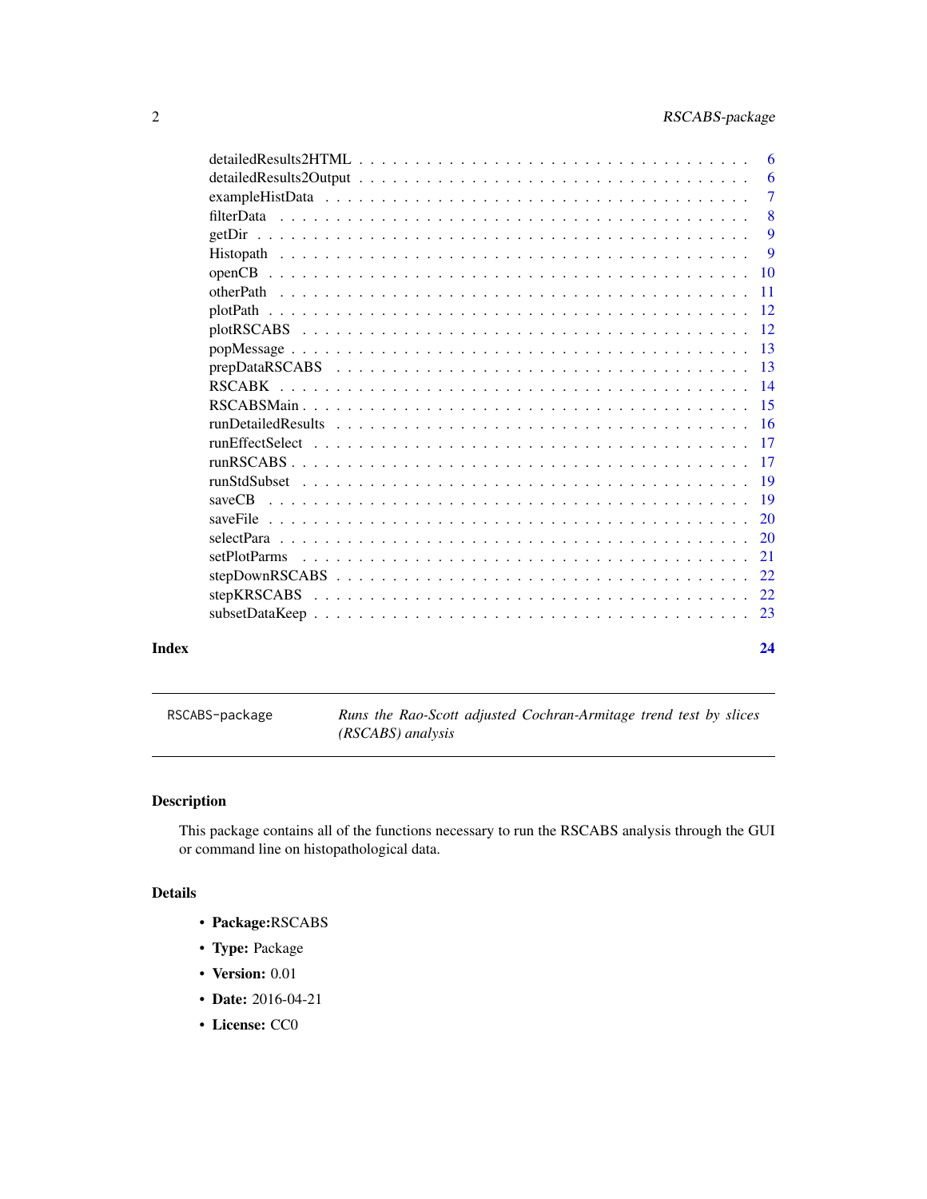detailedResults2HTML . . . 6
detailedResults2Output . . . 6
exampleHistData . . . 7
filterData . . . 8
getDir . . . 9
Histopath . . . 9
openCB . . . 10
otherPath . . . 11
plotPath . . . 12
plotRSCABS . . . 12
popMessage . . . 13
prepDataRSCABS . . . 13
RSCABK . . . 14
RSCABSMain . . . 15
runDetailedResults . . . 16
runEffectSelect . . . 17
runRSCABS . . . 17
runStdSubset . . . 19
saveCB . . . 19
saveFile . . . 20
selectPara . . . 20
setPlotParms . . . 21
stepDownRSCABS . . . 22
stepKRSCABS . . . 22
subsetDataKeep . . . 23

**Index** **24**

---

RSCABS-package — *Runs the Rao-Scott adjusted Cochran-Armitage trend test by slices (RSCABS) analysis*

---

## Description

This package contains all of the functions necessary to run the RSCABS analysis through the GUI or command line on histopathological data.

## Details

- **Package:**RSCABS
- **Type:** Package
- **Version:** 0.01
- **Date:** 2016-04-21
- **License:** CC0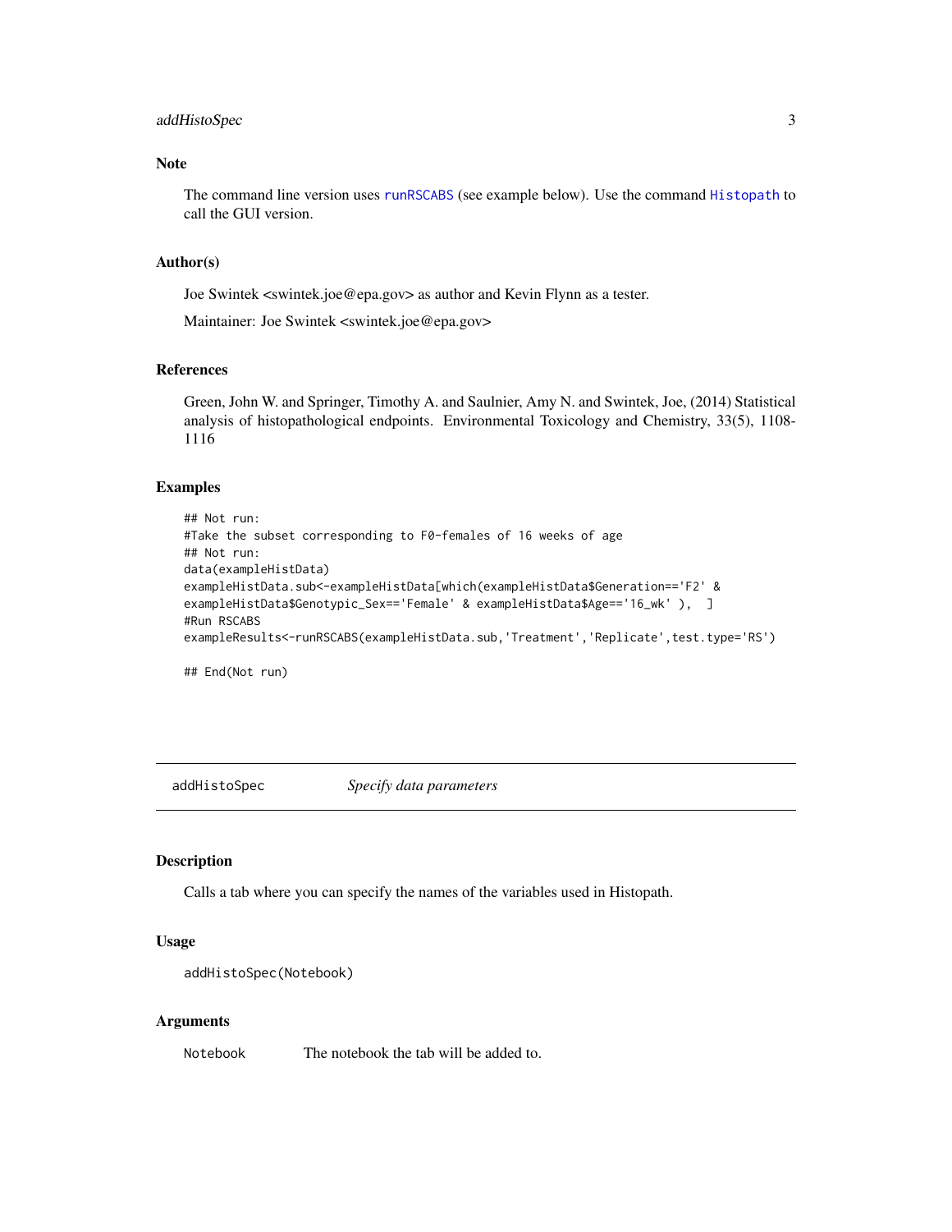## Note

The command line version uses runRSCABS (see example below). Use the command Histopath to call the GUI version.

## Author(s)

Joe Swintek <swintek.joe@epa.gov> as author and Kevin Flynn as a tester.

Maintainer: Joe Swintek <swintek.joe@epa.gov>

## References

Green, John W. and Springer, Timothy A. and Saulnier, Amy N. and Swintek, Joe, (2014) Statistical analysis of histopathological endpoints. Environmental Toxicology and Chemistry, 33(5), 1108-1116

## Examples

```
## Not run:
#Take the subset corresponding to F0-females of 16 weeks of age
## Not run:
data(exampleHistData)
exampleHistData.sub<-exampleHistData[which(exampleHistData$Generation=='F2' &
exampleHistData$Genotypic_Sex=='Female' & exampleHistData$Age=='16_wk' ),  ]
#Run RSCABS
exampleResults<-runRSCABS(exampleHistData.sub,'Treatment','Replicate',test.type='RS')

## End(Not run)
```

---

# addHistoSpec *Specify data parameters*

## Description

Calls a tab where you can specify the names of the variables used in Histopath.

## Usage

```
addHistoSpec(Notebook)
```

## Arguments

| | |
|---|---|
| Notebook | The notebook the tab will be added to. |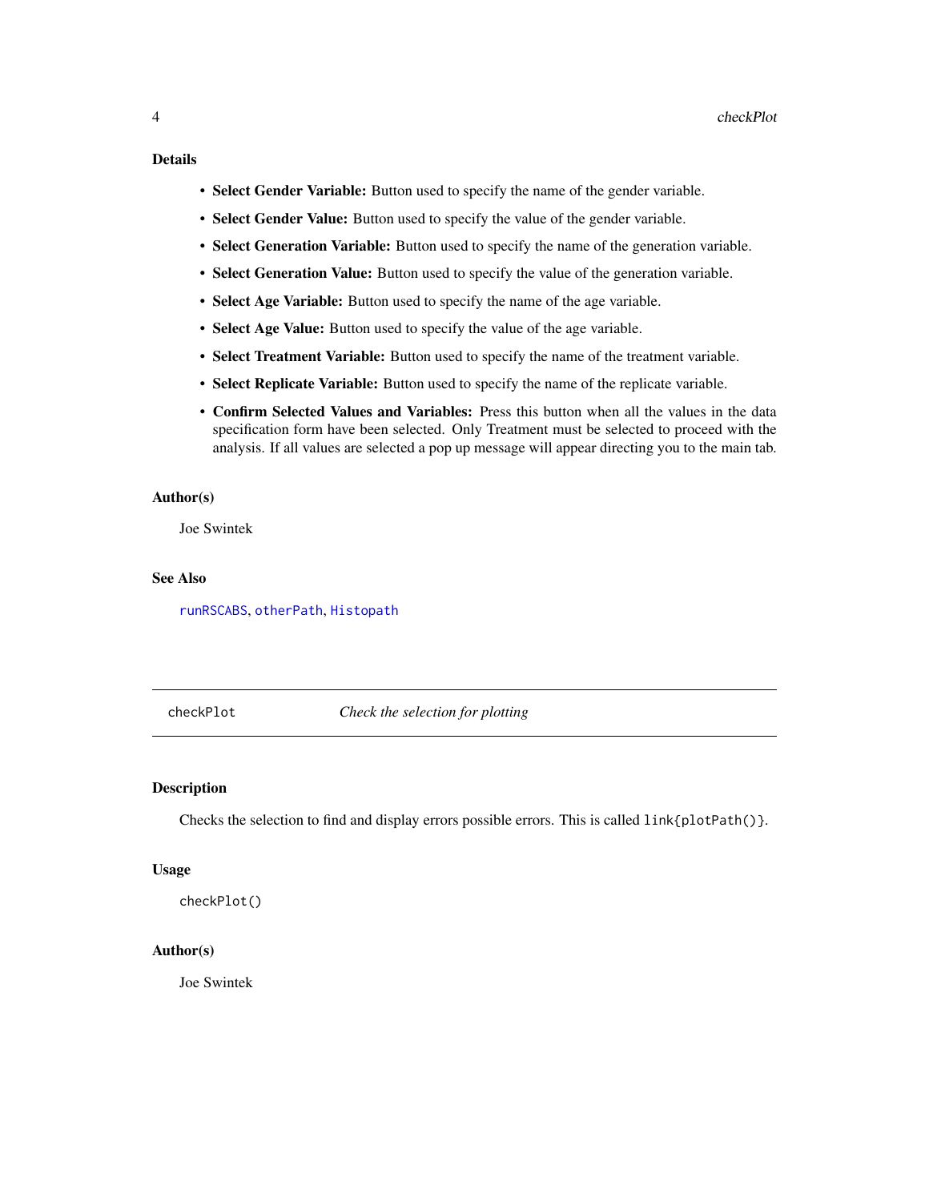## Details

- **Select Gender Variable:** Button used to specify the name of the gender variable.
- **Select Gender Value:** Button used to specify the value of the gender variable.
- **Select Generation Variable:** Button used to specify the name of the generation variable.
- **Select Generation Value:** Button used to specify the value of the generation variable.
- **Select Age Variable:** Button used to specify the name of the age variable.
- **Select Age Value:** Button used to specify the value of the age variable.
- **Select Treatment Variable:** Button used to specify the name of the treatment variable.
- **Select Replicate Variable:** Button used to specify the name of the replicate variable.
- **Confirm Selected Values and Variables:** Press this button when all the values in the data specification form have been selected. Only Treatment must be selected to proceed with the analysis. If all values are selected a pop up message will appear directing you to the main tab.

## Author(s)

Joe Swintek

## See Also

`runRSCABS`, `otherPath`, `Histopath`

---

# checkPlot *Check the selection for plotting*

## Description

Checks the selection to find and display errors possible errors. This is called `link{plotPath()}`.

## Usage

```
checkPlot()
```

## Author(s)

Joe Swintek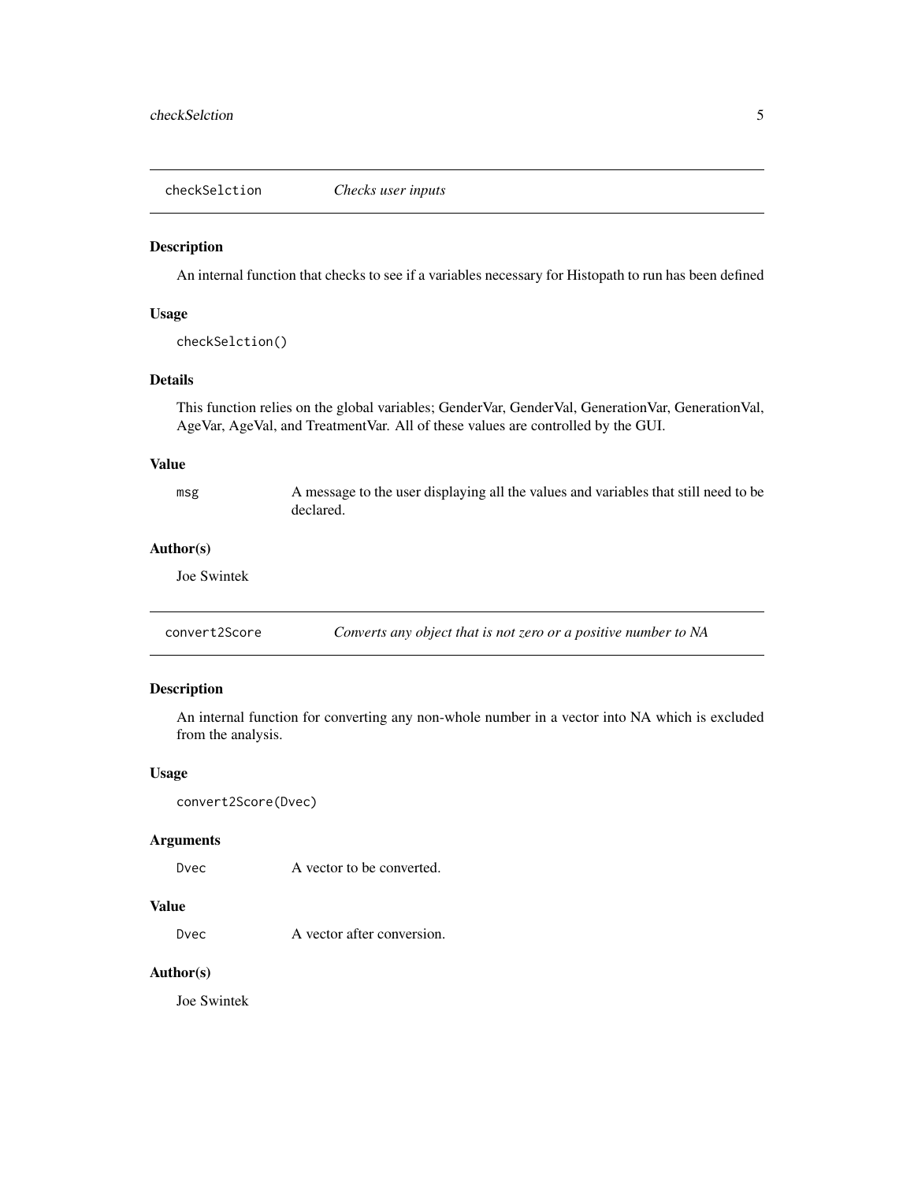## checkSelction — *Checks user inputs*

### Description

An internal function that checks to see if a variables necessary for Histopath to run has been defined

### Usage

```
checkSelction()
```

### Details

This function relies on the global variables; GenderVar, GenderVal, GenerationVar, GenerationVal, AgeVar, AgeVal, and TreatmentVar. All of these values are controlled by the GUI.

### Value

`msg` A message to the user displaying all the values and variables that still need to be declared.

### Author(s)

Joe Swintek

## convert2Score — *Converts any object that is not zero or a positive number to NA*

### Description

An internal function for converting any non-whole number in a vector into NA which is excluded from the analysis.

### Usage

```
convert2Score(Dvec)
```

### Arguments

`Dvec` A vector to be converted.

### Value

`Dvec` A vector after conversion.

### Author(s)

Joe Swintek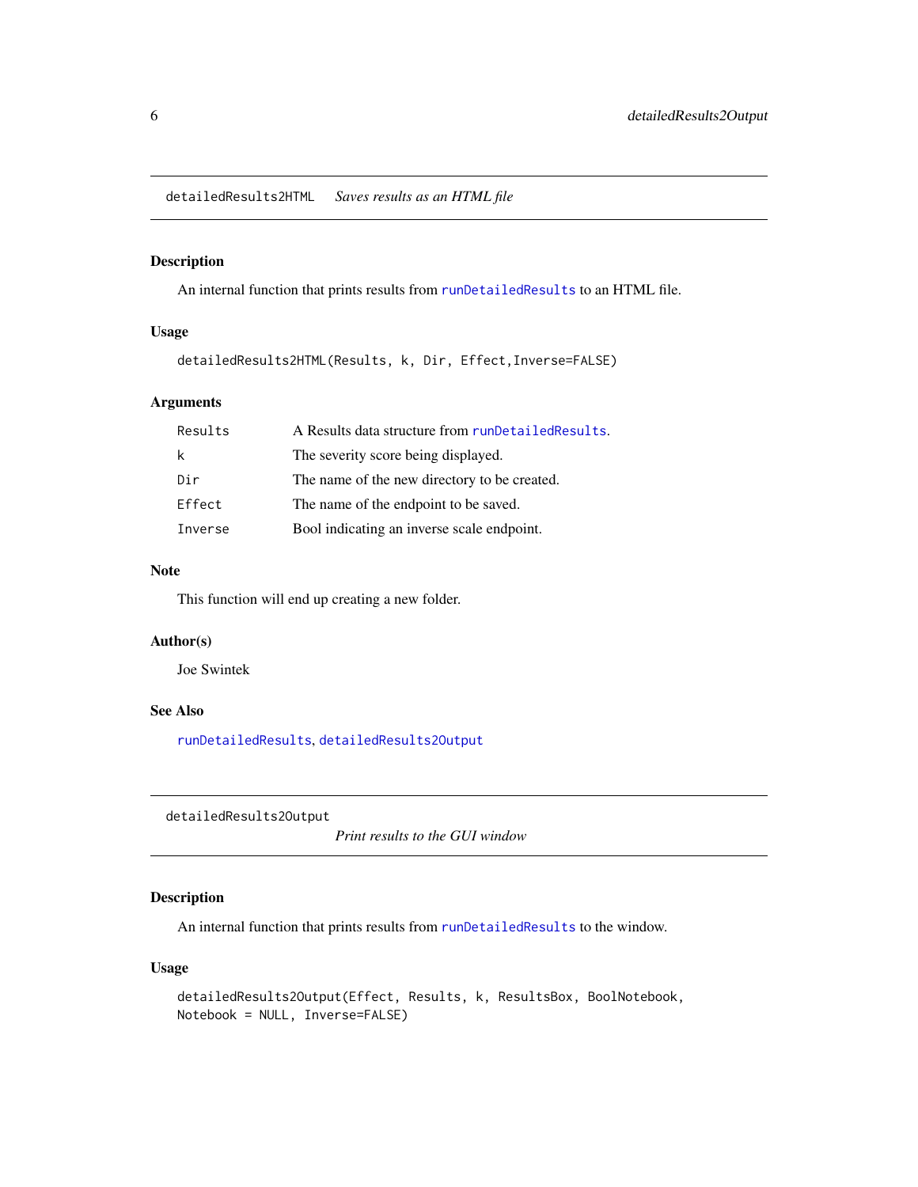## detailedResults2HTML *Saves results as an HTML file*

### Description

An internal function that prints results from runDetailedResults to an HTML file.

### Usage

```
detailedResults2HTML(Results, k, Dir, Effect,Inverse=FALSE)
```

### Arguments

| | |
|---|---|
| Results | A Results data structure from runDetailedResults. |
| k | The severity score being displayed. |
| Dir | The name of the new directory to be created. |
| Effect | The name of the endpoint to be saved. |
| Inverse | Bool indicating an inverse scale endpoint. |

### Note

This function will end up creating a new folder.

### Author(s)

Joe Swintek

### See Also

runDetailedResults, detailedResults2Output

## detailedResults2Output *Print results to the GUI window*

### Description

An internal function that prints results from runDetailedResults to the window.

### Usage

```
detailedResults2Output(Effect, Results, k, ResultsBox, BoolNotebook,
Notebook = NULL, Inverse=FALSE)
```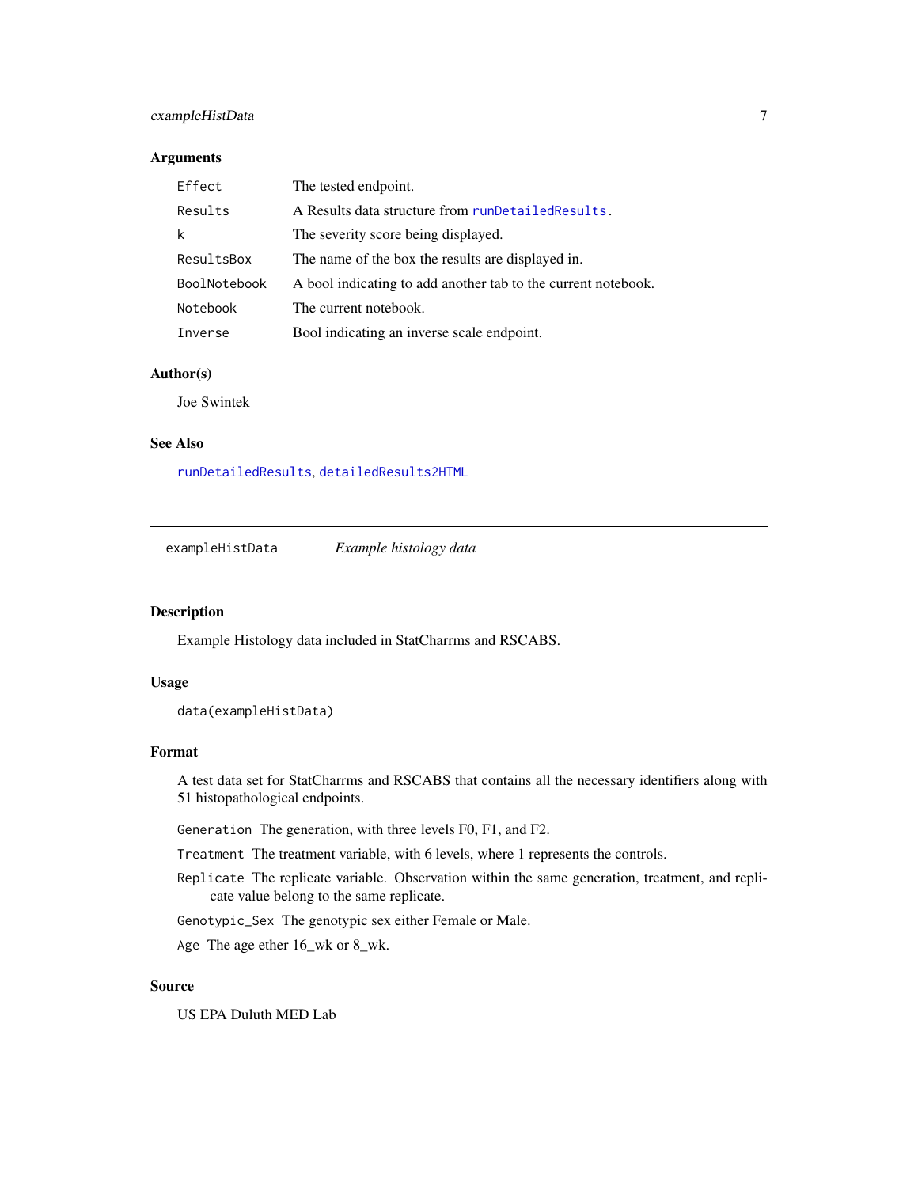## Arguments

| | |
|---|---|
| `Effect` | The tested endpoint. |
| `Results` | A Results data structure from `runDetailedResults`. |
| `k` | The severity score being displayed. |
| `ResultsBox` | The name of the box the results are displayed in. |
| `BoolNotebook` | A bool indicating to add another tab to the current notebook. |
| `Notebook` | The current notebook. |
| `Inverse` | Bool indicating an inverse scale endpoint. |

## Author(s)

Joe Swintek

## See Also

`runDetailedResults`, `detailedResults2HTML`

---

# `exampleHistData` *Example histology data*

## Description

Example Histology data included in StatCharrms and RSCABS.

## Usage

```
data(exampleHistData)
```

## Format

A test data set for StatCharrms and RSCABS that contains all the necessary identifiers along with 51 histopathological endpoints.

`Generation` The generation, with three levels F0, F1, and F2.

`Treatment` The treatment variable, with 6 levels, where 1 represents the controls.

`Replicate` The replicate variable. Observation within the same generation, treatment, and replicate value belong to the same replicate.

`Genotypic_Sex` The genotypic sex either Female or Male.

`Age` The age ether 16_wk or 8_wk.

## Source

US EPA Duluth MED Lab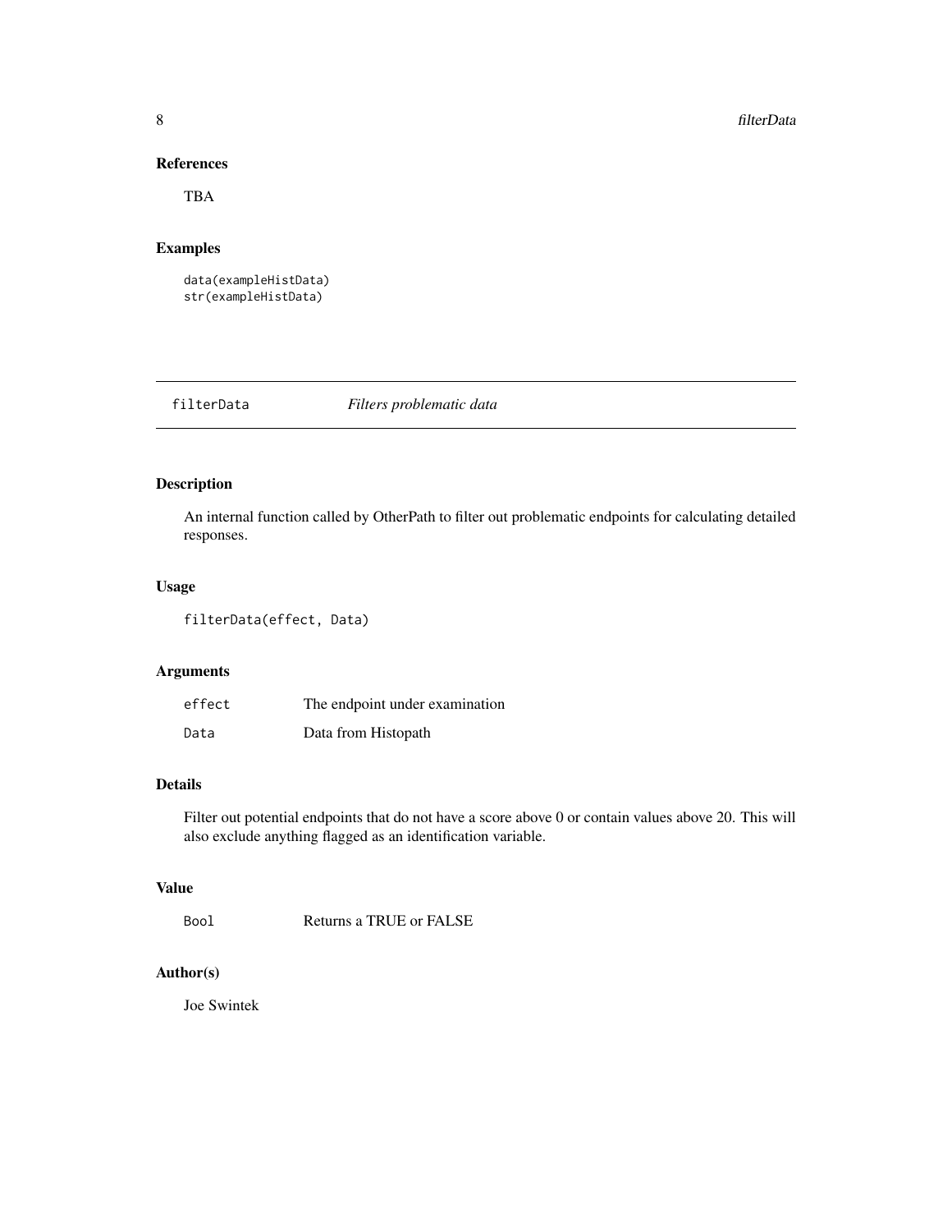## References

TBA

## Examples

```
data(exampleHistData)
str(exampleHistData)
```

---

# filterData *Filters problematic data*

---

## Description

An internal function called by OtherPath to filter out problematic endpoints for calculating detailed responses.

## Usage

```
filterData(effect, Data)
```

## Arguments

| | |
|---|---|
| `effect` | The endpoint under examination |
| `Data` | Data from Histopath |

## Details

Filter out potential endpoints that do not have a score above 0 or contain values above 20. This will also exclude anything flagged as an identification variable.

## Value

| | |
|---|---|
| `Bool` | Returns a TRUE or FALSE |

## Author(s)

Joe Swintek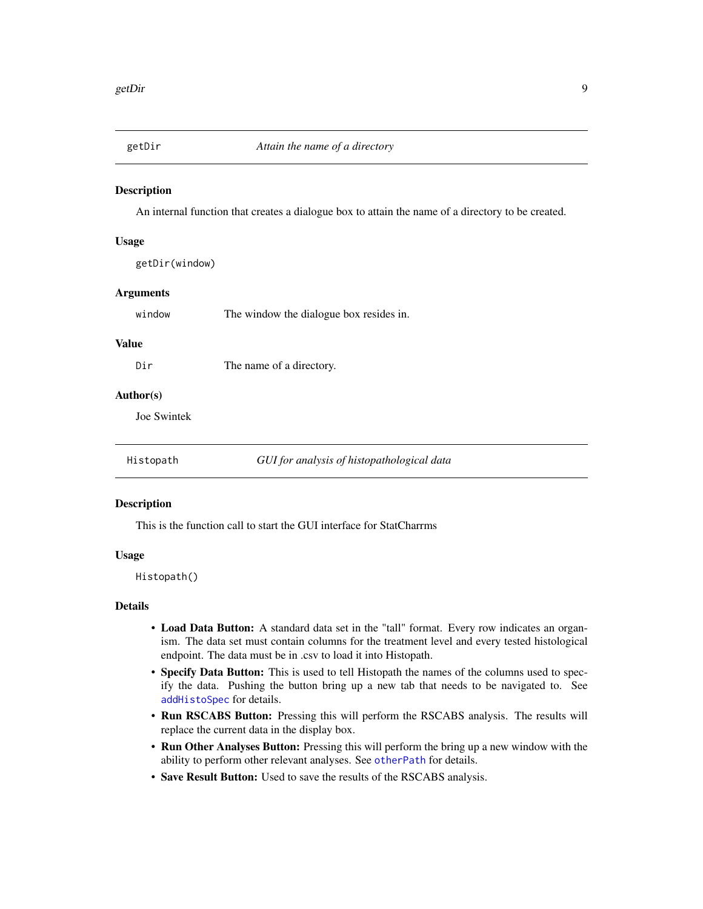## getDir — *Attain the name of a directory*

### Description

An internal function that creates a dialogue box to attain the name of a directory to be created.

### Usage

```
getDir(window)
```

### Arguments

| | |
|---|---|
| `window` | The window the dialogue box resides in. |

### Value

| | |
|---|---|
| `Dir` | The name of a directory. |

### Author(s)

Joe Swintek

## Histopath — *GUI for analysis of histopathological data*

### Description

This is the function call to start the GUI interface for StatCharrms

### Usage

```
Histopath()
```

### Details

- **Load Data Button:** A standard data set in the "tall" format. Every row indicates an organism. The data set must contain columns for the treatment level and every tested histological endpoint. The data must be in .csv to load it into Histopath.
- **Specify Data Button:** This is used to tell Histopath the names of the columns used to specify the data. Pushing the button bring up a new tab that needs to be navigated to. See `addHistoSpec` for details.
- **Run RSCABS Button:** Pressing this will perform the RSCABS analysis. The results will replace the current data in the display box.
- **Run Other Analyses Button:** Pressing this will perform the bring up a new window with the ability to perform other relevant analyses. See `otherPath` for details.
- **Save Result Button:** Used to save the results of the RSCABS analysis.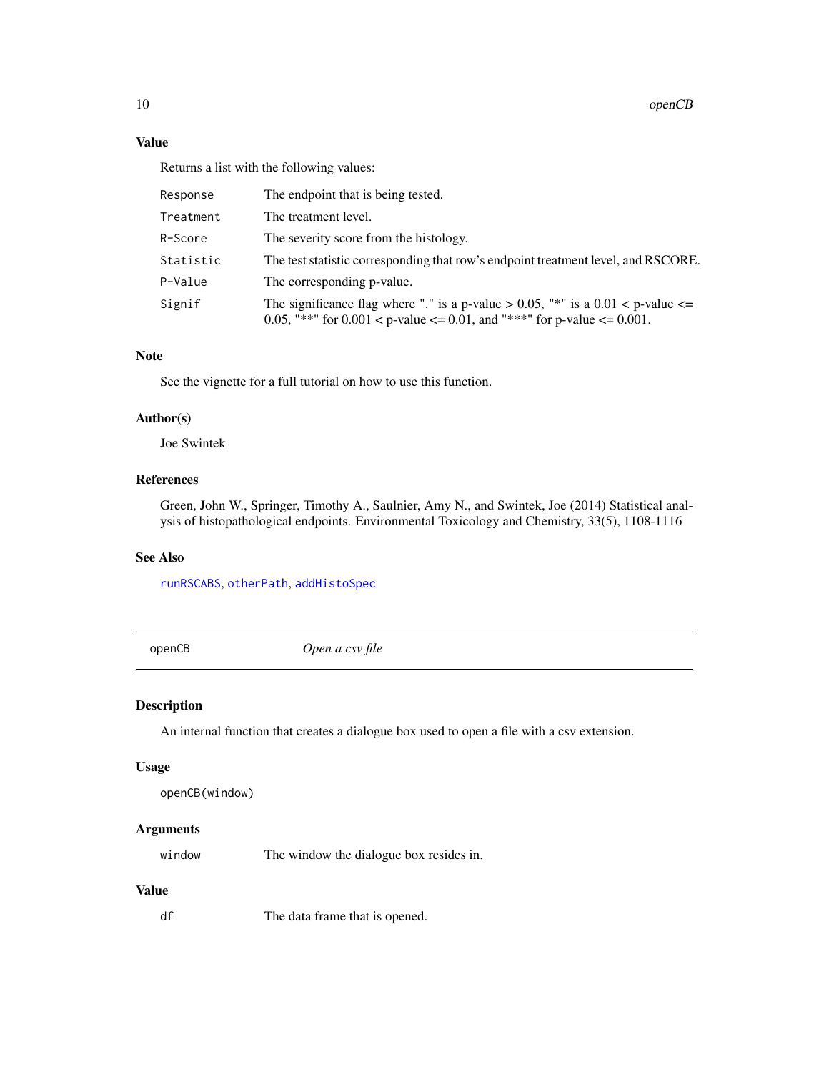### Value

Returns a list with the following values:

| | |
|---|---|
| `Response` | The endpoint that is being tested. |
| `Treatment` | The treatment level. |
| `R-Score` | The severity score from the histology. |
| `Statistic` | The test statistic corresponding that row's endpoint treatment level, and RSCORE. |
| `P-Value` | The corresponding p-value. |
| `Signif` | The significance flag where "." is a p-value > 0.05, "*" is a 0.01 < p-value <= 0.05, "**" for 0.001 < p-value <= 0.01, and "***" for p-value <= 0.001. |

### Note

See the vignette for a full tutorial on how to use this function.

### Author(s)

Joe Swintek

### References

Green, John W., Springer, Timothy A., Saulnier, Amy N., and Swintek, Joe (2014) Statistical analysis of histopathological endpoints. Environmental Toxicology and Chemistry, 33(5), 1108-1116

### See Also

`runRSCABS`, `otherPath`, `addHistoSpec`

---

## `openCB` *Open a csv file*

---

### Description

An internal function that creates a dialogue box used to open a file with a csv extension.

### Usage

```
openCB(window)
```

### Arguments

| | |
|---|---|
| `window` | The window the dialogue box resides in. |

### Value

| | |
|---|---|
| `df` | The data frame that is opened. |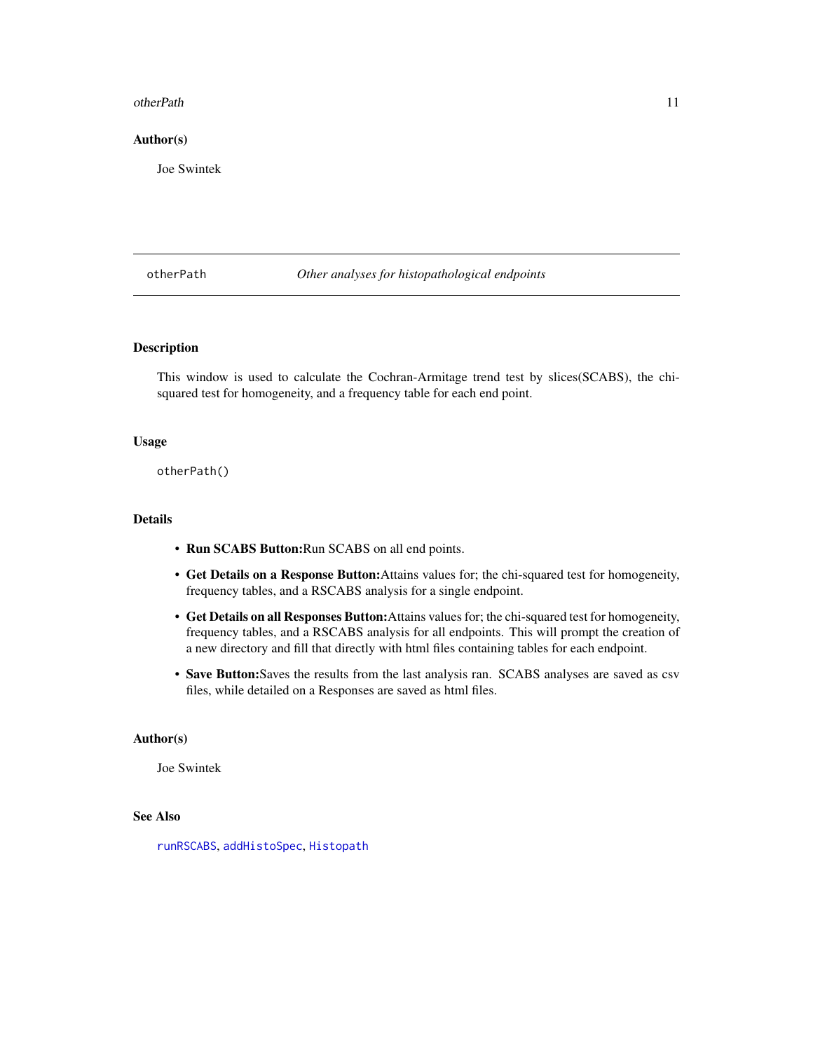## Author(s)

Joe Swintek

---

`otherPath` *Other analyses for histopathological endpoints*

---

## Description

This window is used to calculate the Cochran-Armitage trend test by slices(SCABS), the chi-squared test for homogeneity, and a frequency table for each end point.

## Usage

```
otherPath()
```

## Details

- **Run SCABS Button:**Run SCABS on all end points.
- **Get Details on a Response Button:**Attains values for; the chi-squared test for homogeneity, frequency tables, and a RSCABS analysis for a single endpoint.
- **Get Details on all Responses Button:**Attains values for; the chi-squared test for homogeneity, frequency tables, and a RSCABS analysis for all endpoints. This will prompt the creation of a new directory and fill that directly with html files containing tables for each endpoint.
- **Save Button:**Saves the results from the last analysis ran. SCABS analyses are saved as csv files, while detailed on a Responses are saved as html files.

## Author(s)

Joe Swintek

## See Also

`runRSCABS`, `addHistoSpec`, `Histopath`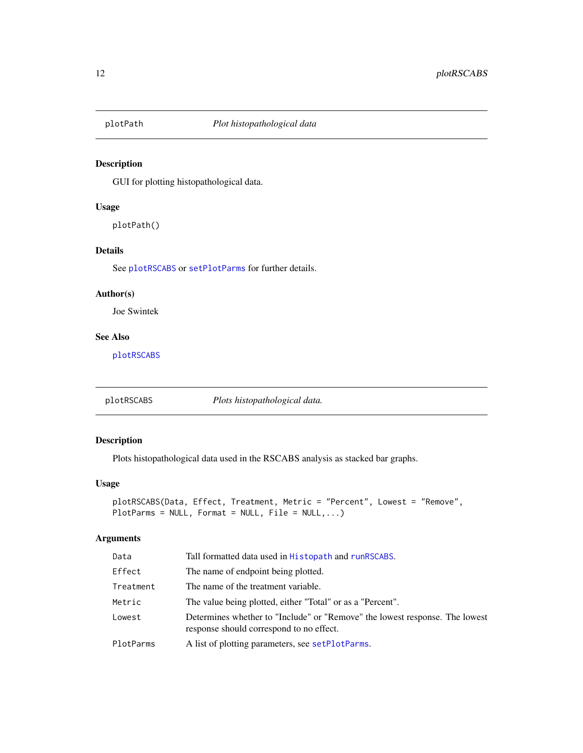## plotPath — *Plot histopathological data*

### Description

GUI for plotting histopathological data.

### Usage

```
plotPath()
```

### Details

See plotRSCABS or setPlotParms for further details.

### Author(s)

Joe Swintek

### See Also

plotRSCABS

## plotRSCABS — *Plots histopathological data.*

### Description

Plots histopathological data used in the RSCABS analysis as stacked bar graphs.

### Usage

```
plotRSCABS(Data, Effect, Treatment, Metric = "Percent", Lowest = "Remove",
PlotParms = NULL, Format = NULL, File = NULL,...)
```

### Arguments

| | |
|---|---|
| Data | Tall formatted data used in Histopath and runRSCABS. |
| Effect | The name of endpoint being plotted. |
| Treatment | The name of the treatment variable. |
| Metric | The value being plotted, either "Total" or as a "Percent". |
| Lowest | Determines whether to "Include" or "Remove" the lowest response. The lowest response should correspond to no effect. |
| PlotParms | A list of plotting parameters, see setPlotParms. |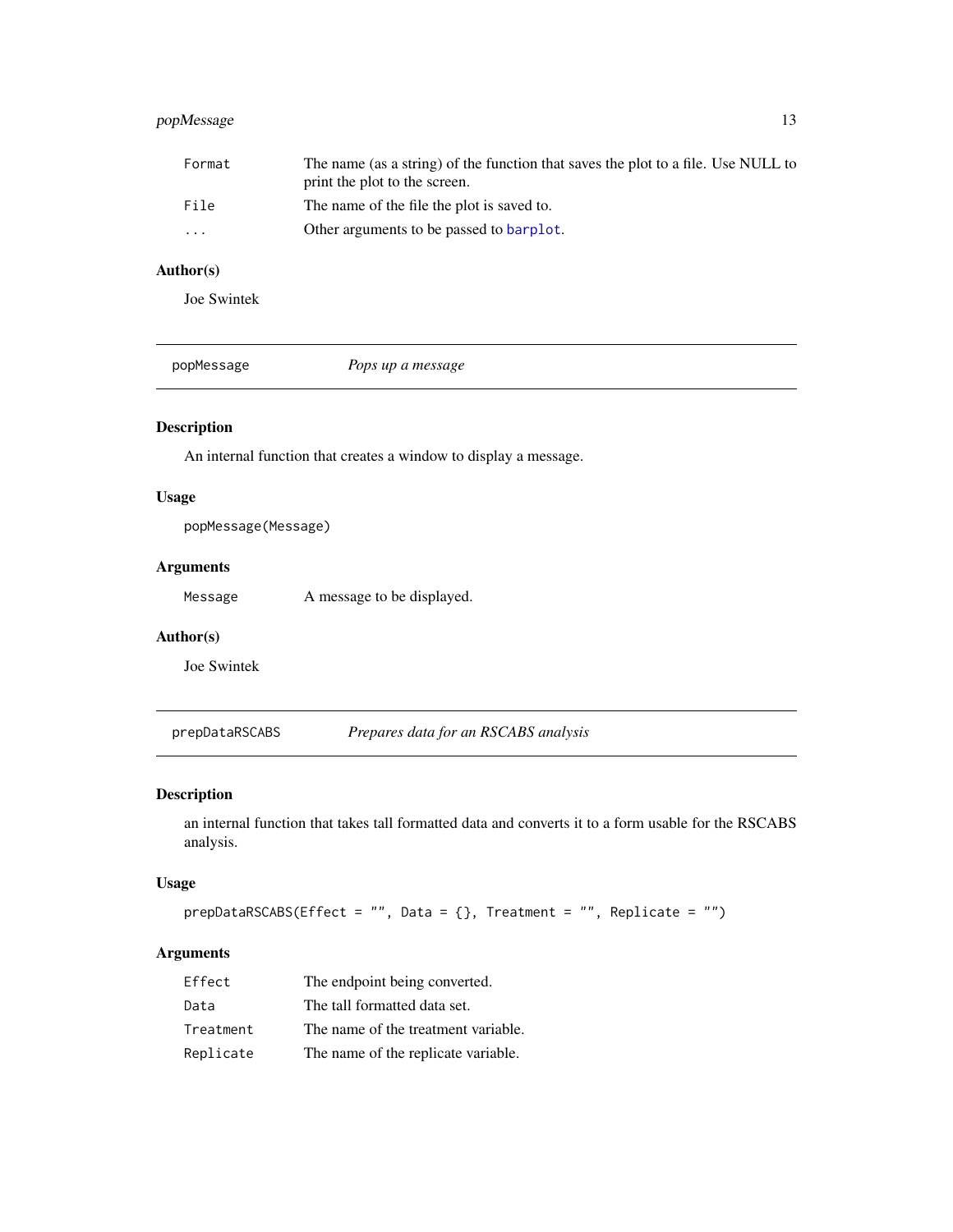| | |
|---|---|
| Format | The name (as a string) of the function that saves the plot to a file. Use NULL to print the plot to the screen. |
| File | The name of the file the plot is saved to. |
| ... | Other arguments to be passed to barplot. |

### Author(s)

Joe Swintek

---

## popMessage *Pops up a message*

### Description

An internal function that creates a window to display a message.

### Usage

```
popMessage(Message)
```

### Arguments

| | |
|---|---|
| Message | A message to be displayed. |

### Author(s)

Joe Swintek

---

## prepDataRSCABS *Prepares data for an RSCABS analysis*

### Description

an internal function that takes tall formatted data and converts it to a form usable for the RSCABS analysis.

### Usage

```
prepDataRSCABS(Effect = "", Data = {}, Treatment = "", Replicate = "")
```

### Arguments

| | |
|---|---|
| Effect | The endpoint being converted. |
| Data | The tall formatted data set. |
| Treatment | The name of the treatment variable. |
| Replicate | The name of the replicate variable. |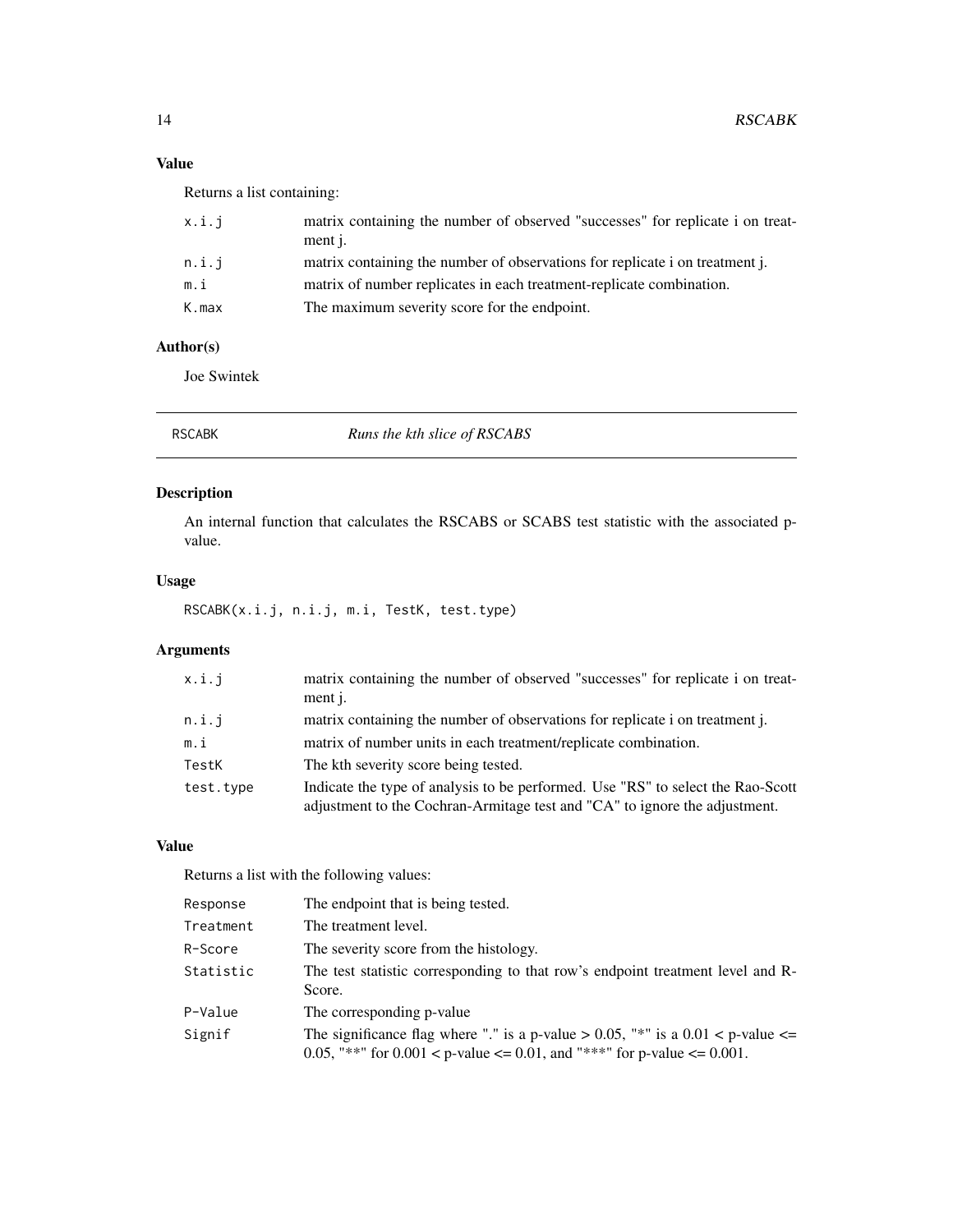## Value

Returns a list containing:

| | |
|---|---|
| x.i.j | matrix containing the number of observed "successes" for replicate i on treatment j. |
| n.i.j | matrix containing the number of observations for replicate i on treatment j. |
| m.i | matrix of number replicates in each treatment-replicate combination. |
| K.max | The maximum severity score for the endpoint. |

## Author(s)

Joe Swintek

---

# RSCABK *Runs the kth slice of RSCABS*

---

## Description

An internal function that calculates the RSCABS or SCABS test statistic with the associated p-value.

## Usage

```
RSCABK(x.i.j, n.i.j, m.i, TestK, test.type)
```

## Arguments

| | |
|---|---|
| x.i.j | matrix containing the number of observed "successes" for replicate i on treatment j. |
| n.i.j | matrix containing the number of observations for replicate i on treatment j. |
| m.i | matrix of number units in each treatment/replicate combination. |
| TestK | The kth severity score being tested. |
| test.type | Indicate the type of analysis to be performed. Use "RS" to select the Rao-Scott adjustment to the Cochran-Armitage test and "CA" to ignore the adjustment. |

## Value

Returns a list with the following values:

| | |
|---|---|
| Response | The endpoint that is being tested. |
| Treatment | The treatment level. |
| R-Score | The severity score from the histology. |
| Statistic | The test statistic corresponding to that row's endpoint treatment level and R-Score. |
| P-Value | The corresponding p-value |
| Signif | The significance flag where "." is a p-value > 0.05, "*" is a 0.01 < p-value <= 0.05, "**" for 0.001 < p-value <= 0.01, and "***" for p-value <= 0.001. |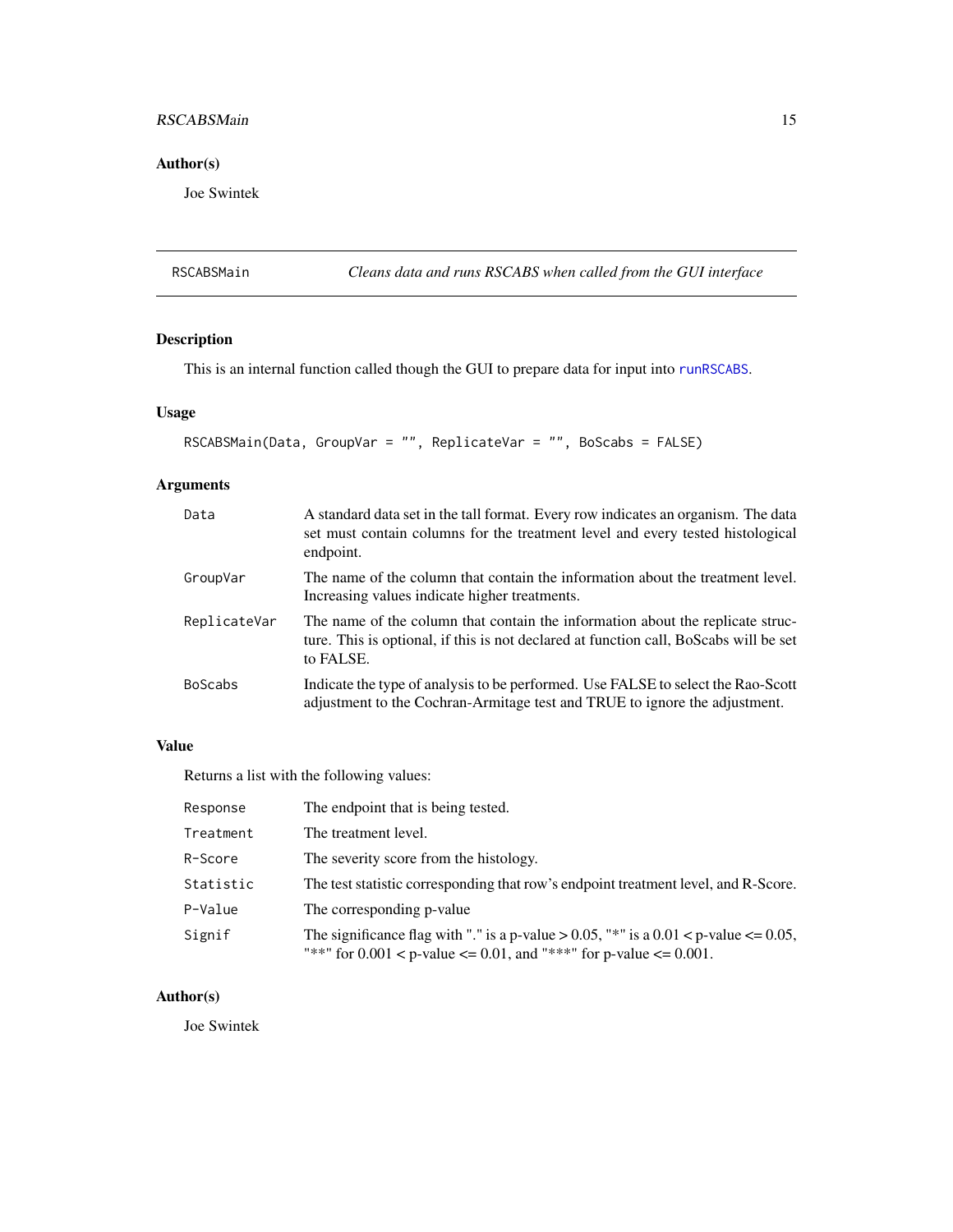## Author(s)

Joe Swintek

---

## RSCABSMain — *Cleans data and runs RSCABS when called from the GUI interface*

### Description

This is an internal function called though the GUI to prepare data for input into runRSCABS.

### Usage

```
RSCABSMain(Data, GroupVar = "", ReplicateVar = "", BoScabs = FALSE)
```

### Arguments

| | |
|---|---|
| Data | A standard data set in the tall format. Every row indicates an organism. The data set must contain columns for the treatment level and every tested histological endpoint. |
| GroupVar | The name of the column that contain the information about the treatment level. Increasing values indicate higher treatments. |
| ReplicateVar | The name of the column that contain the information about the replicate structure. This is optional, if this is not declared at function call, BoScabs will be set to FALSE. |
| BoScabs | Indicate the type of analysis to be performed. Use FALSE to select the Rao-Scott adjustment to the Cochran-Armitage test and TRUE to ignore the adjustment. |

### Value

Returns a list with the following values:

| | |
|---|---|
| Response | The endpoint that is being tested. |
| Treatment | The treatment level. |
| R-Score | The severity score from the histology. |
| Statistic | The test statistic corresponding that row's endpoint treatment level, and R-Score. |
| P-Value | The corresponding p-value |
| Signif | The significance flag with "." is a p-value > 0.05, "*" is a 0.01 < p-value <= 0.05, "**" for 0.001 < p-value <= 0.01, and "***" for p-value <= 0.001. |

### Author(s)

Joe Swintek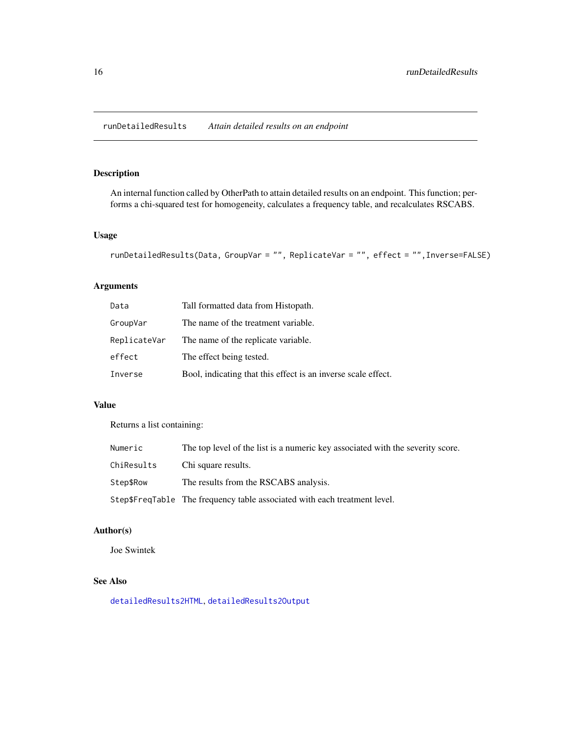runDetailedResults &nbsp;&nbsp;&nbsp; *Attain detailed results on an endpoint*

## Description

An internal function called by OtherPath to attain detailed results on an endpoint. This function; performs a chi-squared test for homogeneity, calculates a frequency table, and recalculates RSCABS.

## Usage

```
runDetailedResults(Data, GroupVar = "", ReplicateVar = "", effect = "",Inverse=FALSE)
```

## Arguments

| | |
|---|---|
| Data | Tall formatted data from Histopath. |
| GroupVar | The name of the treatment variable. |
| ReplicateVar | The name of the replicate variable. |
| effect | The effect being tested. |
| Inverse | Bool, indicating that this effect is an inverse scale effect. |

## Value

Returns a list containing:

| | |
|---|---|
| Numeric | The top level of the list is a numeric key associated with the severity score. |
| ChiResults | Chi square results. |
| Step$Row | The results from the RSCABS analysis. |
| Step$FreqTable | The frequency table associated with each treatment level. |

## Author(s)

Joe Swintek

## See Also

detailedResults2HTML, detailedResults2Output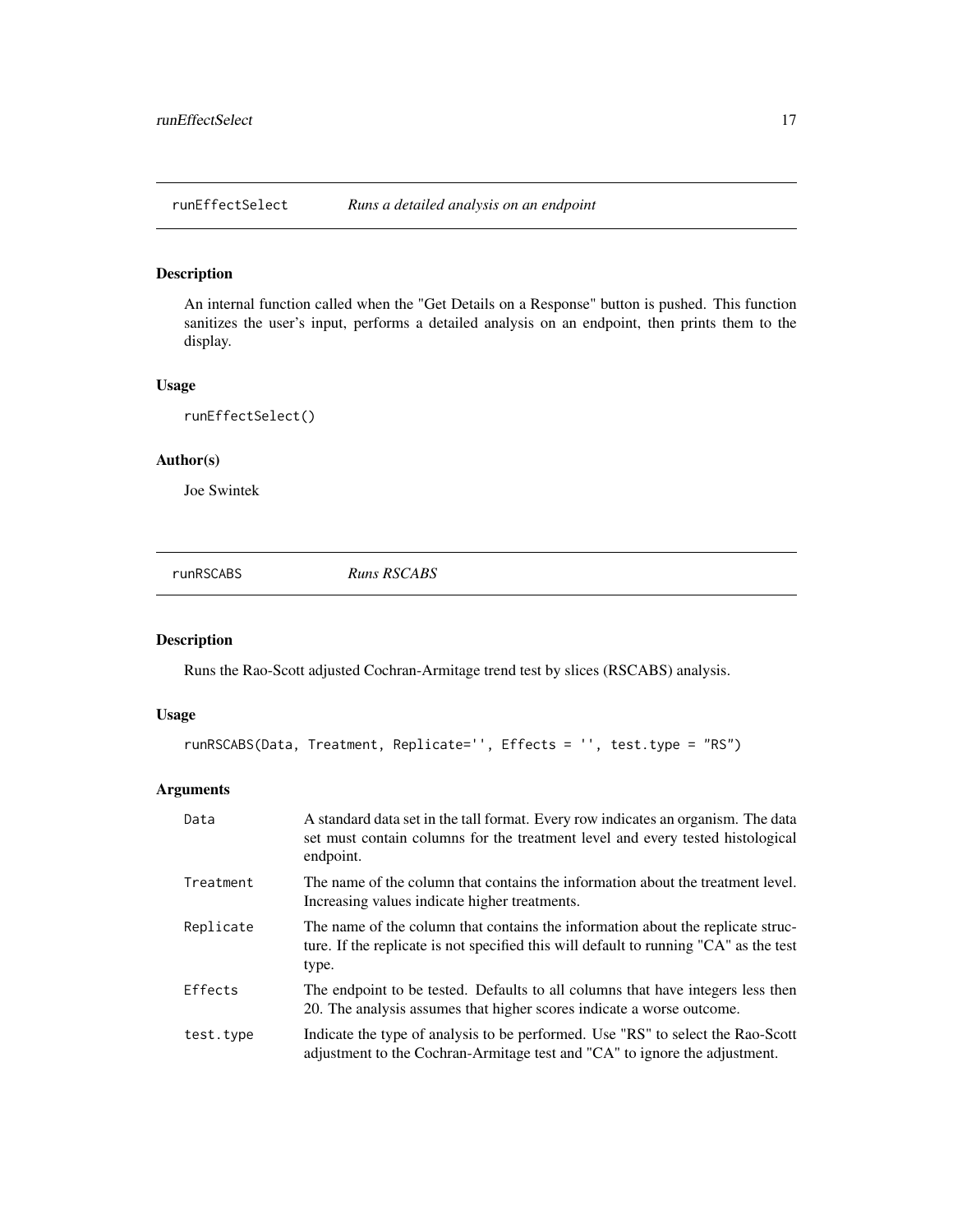## runEffectSelect *Runs a detailed analysis on an endpoint*

### Description

An internal function called when the "Get Details on a Response" button is pushed. This function sanitizes the user's input, performs a detailed analysis on an endpoint, then prints them to the display.

### Usage

```
runEffectSelect()
```

### Author(s)

Joe Swintek

## runRSCABS *Runs RSCABS*

### Description

Runs the Rao-Scott adjusted Cochran-Armitage trend test by slices (RSCABS) analysis.

### Usage

```
runRSCABS(Data, Treatment, Replicate='', Effects = '', test.type = "RS")
```

### Arguments

| | |
|---|---|
| Data | A standard data set in the tall format. Every row indicates an organism. The data set must contain columns for the treatment level and every tested histological endpoint. |
| Treatment | The name of the column that contains the information about the treatment level. Increasing values indicate higher treatments. |
| Replicate | The name of the column that contains the information about the replicate structure. If the replicate is not specified this will default to running "CA" as the test type. |
| Effects | The endpoint to be tested. Defaults to all columns that have integers less then 20. The analysis assumes that higher scores indicate a worse outcome. |
| test.type | Indicate the type of analysis to be performed. Use "RS" to select the Rao-Scott adjustment to the Cochran-Armitage test and "CA" to ignore the adjustment. |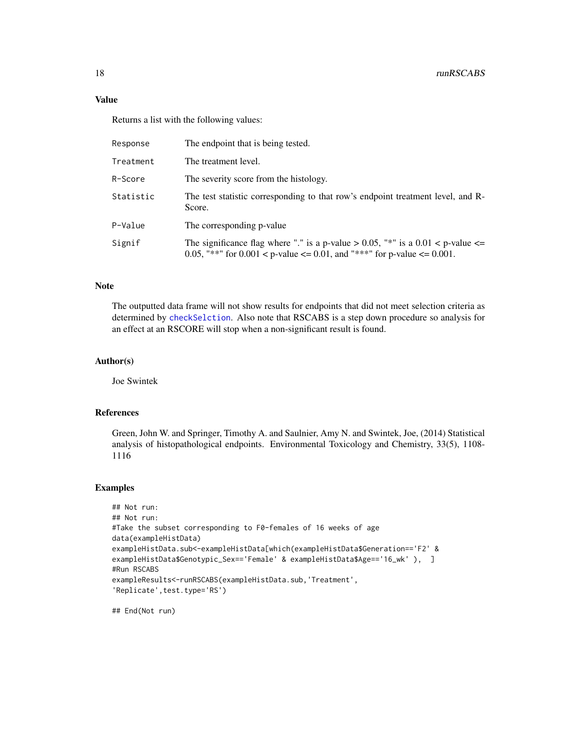## Value

Returns a list with the following values:

| | |
|---|---|
| Response | The endpoint that is being tested. |
| Treatment | The treatment level. |
| R-Score | The severity score from the histology. |
| Statistic | The test statistic corresponding to that row's endpoint treatment level, and R-Score. |
| P-Value | The corresponding p-value |
| Signif | The significance flag where "." is a p-value > 0.05, "*" is a 0.01 < p-value <= 0.05, "**" for 0.001 < p-value <= 0.01, and "***" for p-value <= 0.001. |

## Note

The outputted data frame will not show results for endpoints that did not meet selection criteria as determined by `checkSelction`. Also note that RSCABS is a step down procedure so analysis for an effect at an RSCORE will stop when a non-significant result is found.

## Author(s)

Joe Swintek

## References

Green, John W. and Springer, Timothy A. and Saulnier, Amy N. and Swintek, Joe, (2014) Statistical analysis of histopathological endpoints. Environmental Toxicology and Chemistry, 33(5), 1108-1116

## Examples

```
## Not run:
## Not run:
#Take the subset corresponding to F0-females of 16 weeks of age
data(exampleHistData)
exampleHistData.sub<-exampleHistData[which(exampleHistData$Generation=='F2' &
exampleHistData$Genotypic_Sex=='Female' & exampleHistData$Age=='16_wk' ),  ]
#Run RSCABS
exampleResults<-runRSCABS(exampleHistData.sub,'Treatment',
'Replicate',test.type='RS')

## End(Not run)
```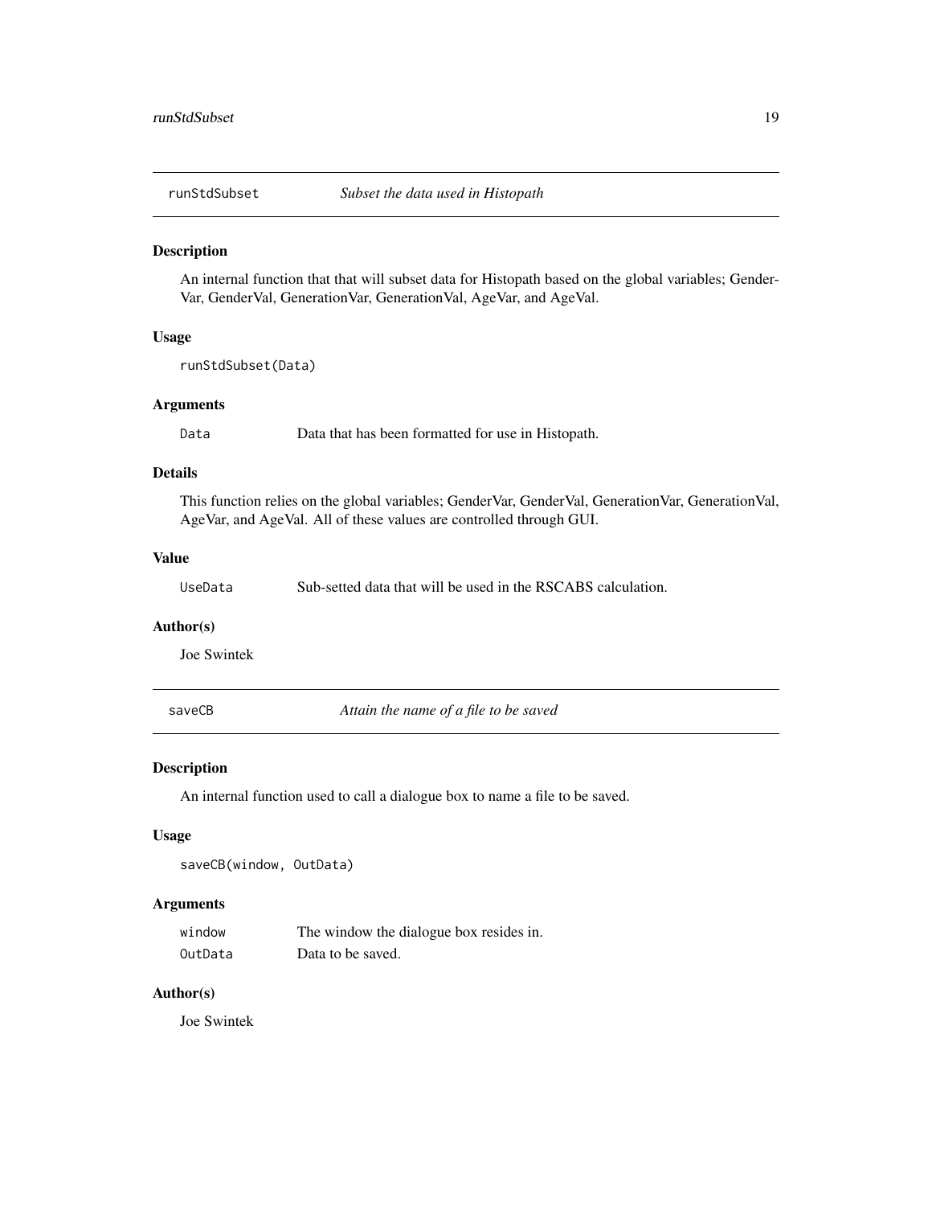## runStdSubset — *Subset the data used in Histopath*

### Description

An internal function that that will subset data for Histopath based on the global variables; GenderVar, GenderVal, GenerationVar, GenerationVal, AgeVar, and AgeVal.

### Usage

```
runStdSubset(Data)
```

### Arguments

| | |
|---|---|
| `Data` | Data that has been formatted for use in Histopath. |

### Details

This function relies on the global variables; GenderVar, GenderVal, GenerationVar, GenerationVal, AgeVar, and AgeVal. All of these values are controlled through GUI.

### Value

| | |
|---|---|
| `UseData` | Sub-setted data that will be used in the RSCABS calculation. |

### Author(s)

Joe Swintek

## saveCB — *Attain the name of a file to be saved*

### Description

An internal function used to call a dialogue box to name a file to be saved.

### Usage

```
saveCB(window, OutData)
```

### Arguments

| | |
|---|---|
| `window` | The window the dialogue box resides in. |
| `OutData` | Data to be saved. |

### Author(s)

Joe Swintek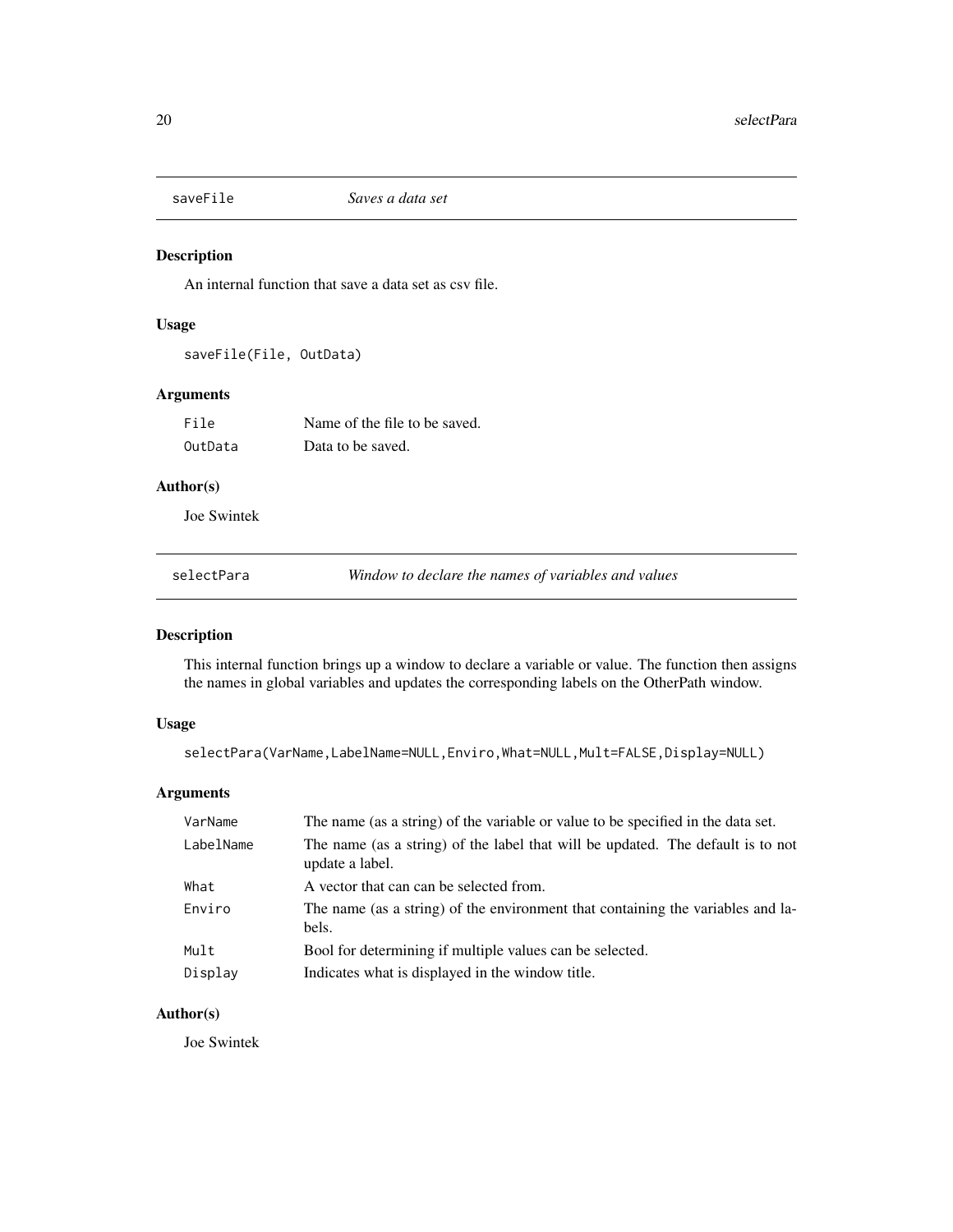## saveFile *Saves a data set*

### Description

An internal function that save a data set as csv file.

### Usage

```
saveFile(File, OutData)
```

### Arguments

| | |
|---|---|
| File | Name of the file to be saved. |
| OutData | Data to be saved. |

### Author(s)

Joe Swintek

## selectPara *Window to declare the names of variables and values*

### Description

This internal function brings up a window to declare a variable or value. The function then assigns the names in global variables and updates the corresponding labels on the OtherPath window.

### Usage

```
selectPara(VarName,LabelName=NULL,Enviro,What=NULL,Mult=FALSE,Display=NULL)
```

### Arguments

| | |
|---|---|
| VarName | The name (as a string) of the variable or value to be specified in the data set. |
| LabelName | The name (as a string) of the label that will be updated. The default is to not update a label. |
| What | A vector that can can be selected from. |
| Enviro | The name (as a string) of the environment that containing the variables and labels. |
| Mult | Bool for determining if multiple values can be selected. |
| Display | Indicates what is displayed in the window title. |

### Author(s)

Joe Swintek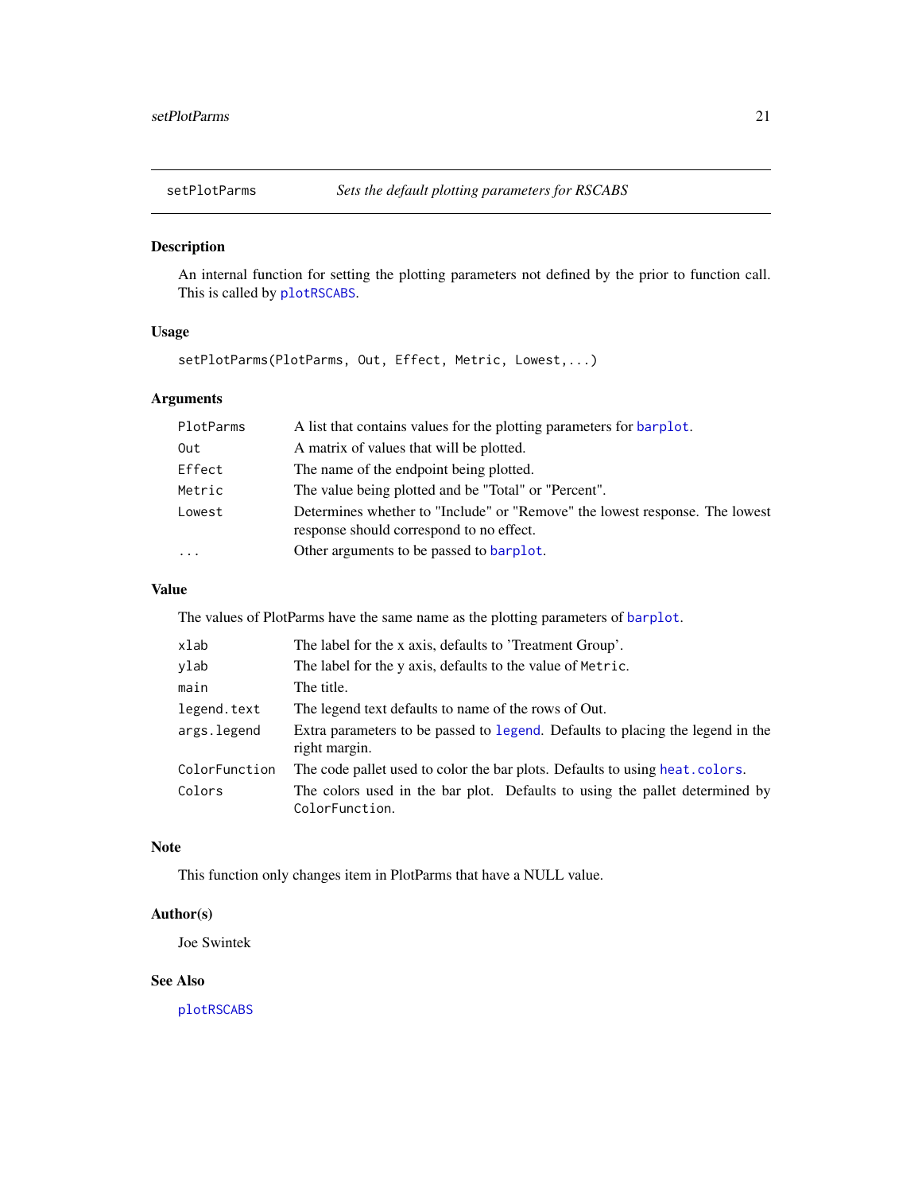## setPlotParms — *Sets the default plotting parameters for RSCABS*

### Description

An internal function for setting the plotting parameters not defined by the prior to function call. This is called by plotRSCABS.

### Usage

```
setPlotParms(PlotParms, Out, Effect, Metric, Lowest,...)
```

### Arguments

| | |
|---|---|
| PlotParms | A list that contains values for the plotting parameters for barplot. |
| Out | A matrix of values that will be plotted. |
| Effect | The name of the endpoint being plotted. |
| Metric | The value being plotted and be "Total" or "Percent". |
| Lowest | Determines whether to "Include" or "Remove" the lowest response. The lowest response should correspond to no effect. |
| ... | Other arguments to be passed to barplot. |

### Value

The values of PlotParms have the same name as the plotting parameters of barplot.

| | |
|---|---|
| xlab | The label for the x axis, defaults to 'Treatment Group'. |
| ylab | The label for the y axis, defaults to the value of Metric. |
| main | The title. |
| legend.text | The legend text defaults to name of the rows of Out. |
| args.legend | Extra parameters to be passed to legend. Defaults to placing the legend in the right margin. |
| ColorFunction | The code pallet used to color the bar plots. Defaults to using heat.colors. |
| Colors | The colors used in the bar plot. Defaults to using the pallet determined by ColorFunction. |

### Note

This function only changes item in PlotParms that have a NULL value.

### Author(s)

Joe Swintek

### See Also

plotRSCABS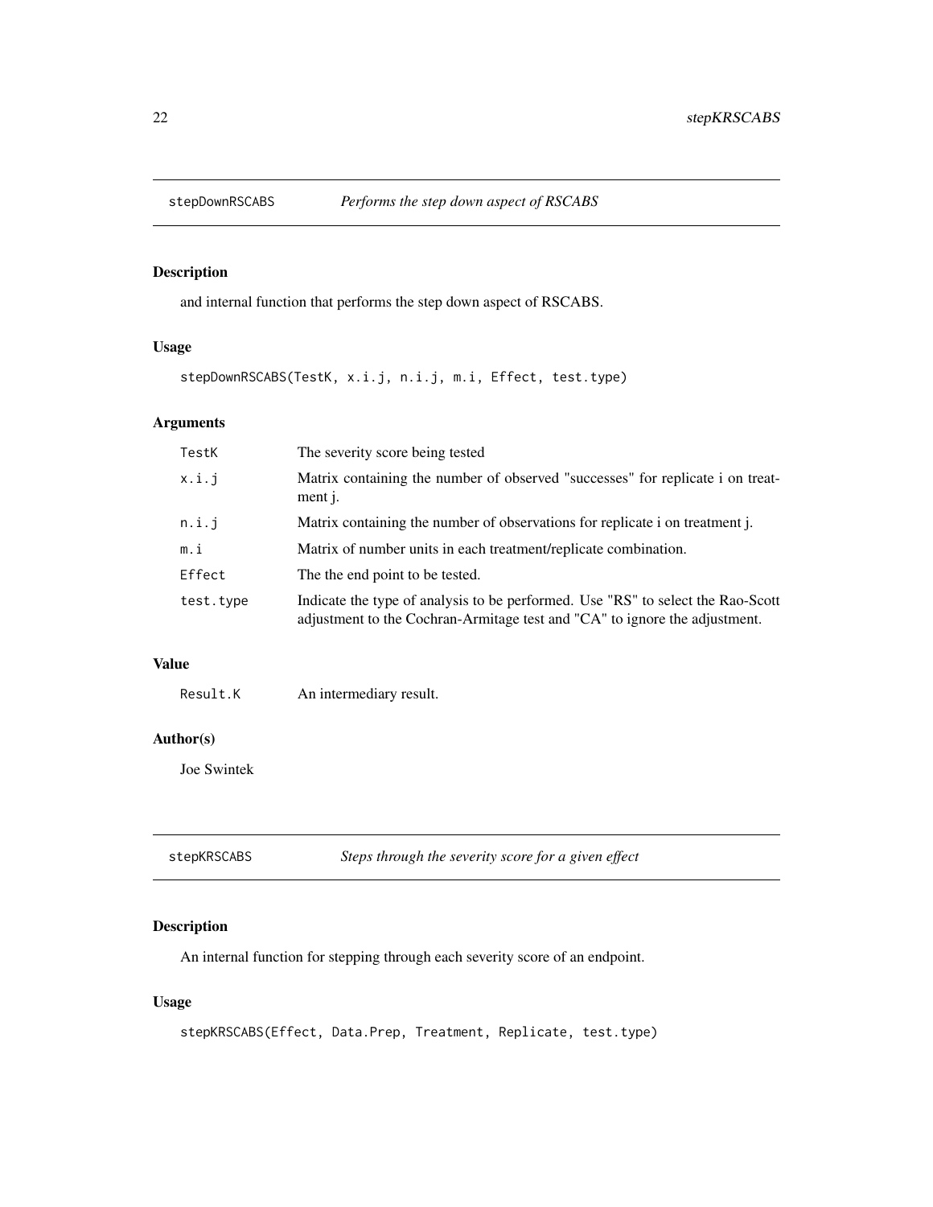## stepDownRSCABS — *Performs the step down aspect of RSCABS*

### Description

and internal function that performs the step down aspect of RSCABS.

### Usage

```
stepDownRSCABS(TestK, x.i.j, n.i.j, m.i, Effect, test.type)
```

### Arguments

| | |
|---|---|
| TestK | The severity score being tested |
| x.i.j | Matrix containing the number of observed "successes" for replicate i on treatment j. |
| n.i.j | Matrix containing the number of observations for replicate i on treatment j. |
| m.i | Matrix of number units in each treatment/replicate combination. |
| Effect | The the end point to be tested. |
| test.type | Indicate the type of analysis to be performed. Use "RS" to select the Rao-Scott adjustment to the Cochran-Armitage test and "CA" to ignore the adjustment. |

### Value

| | |
|---|---|
| Result.K | An intermediary result. |

### Author(s)

Joe Swintek

## stepKRSCABS — *Steps through the severity score for a given effect*

### Description

An internal function for stepping through each severity score of an endpoint.

### Usage

```
stepKRSCABS(Effect, Data.Prep, Treatment, Replicate, test.type)
```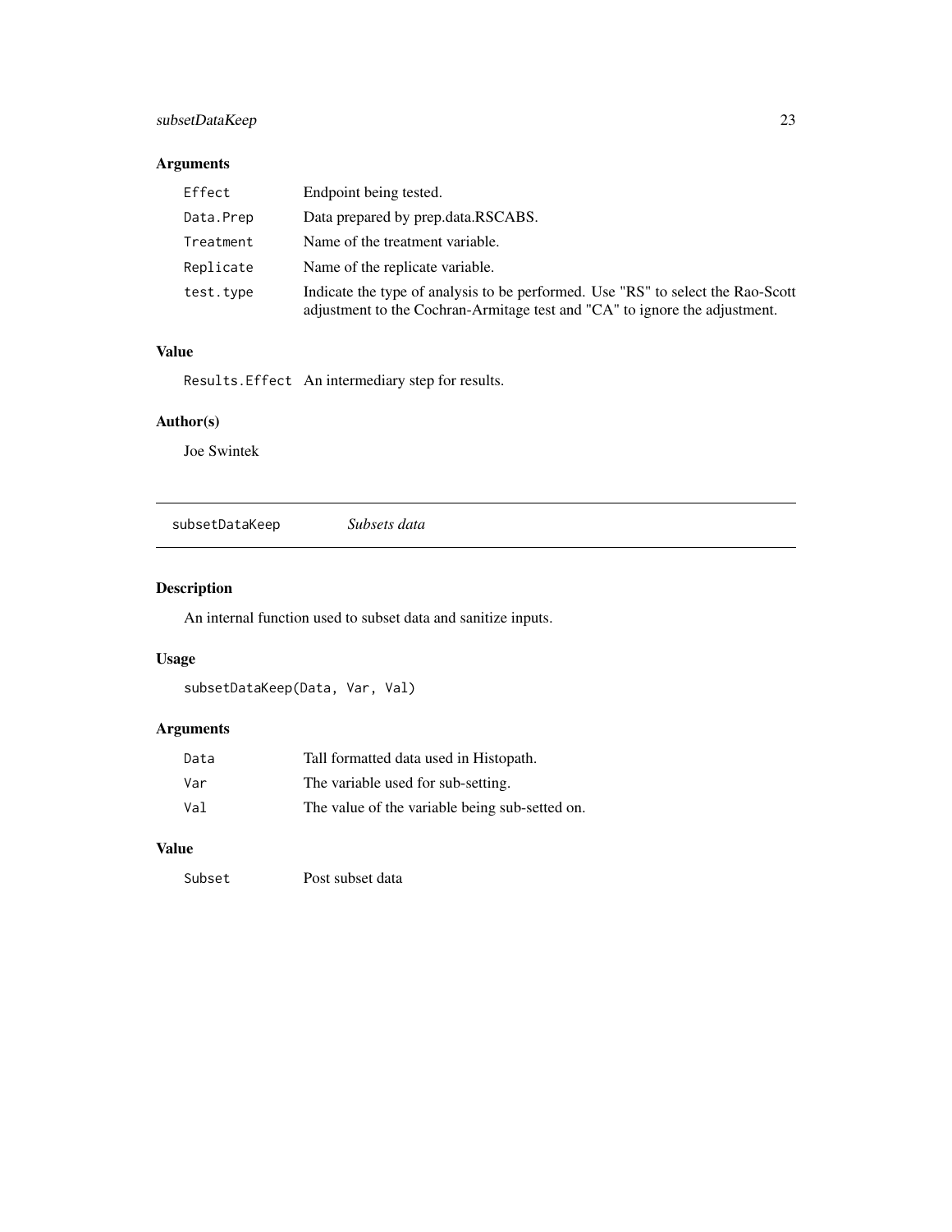## Arguments

| | |
|---|---|
| `Effect` | Endpoint being tested. |
| `Data.Prep` | Data prepared by prep.data.RSCABS. |
| `Treatment` | Name of the treatment variable. |
| `Replicate` | Name of the replicate variable. |
| `test.type` | Indicate the type of analysis to be performed. Use "RS" to select the Rao-Scott adjustment to the Cochran-Armitage test and "CA" to ignore the adjustment. |

## Value

| | |
|---|---|
| `Results.Effect` | An intermediary step for results. |

## Author(s)

Joe Swintek

---

# subsetDataKeep — *Subsets data*

## Description

An internal function used to subset data and sanitize inputs.

## Usage

```
subsetDataKeep(Data, Var, Val)
```

## Arguments

| | |
|---|---|
| `Data` | Tall formatted data used in Histopath. |
| `Var` | The variable used for sub-setting. |
| `Val` | The value of the variable being sub-setted on. |

## Value

| | |
|---|---|
| `Subset` | Post subset data |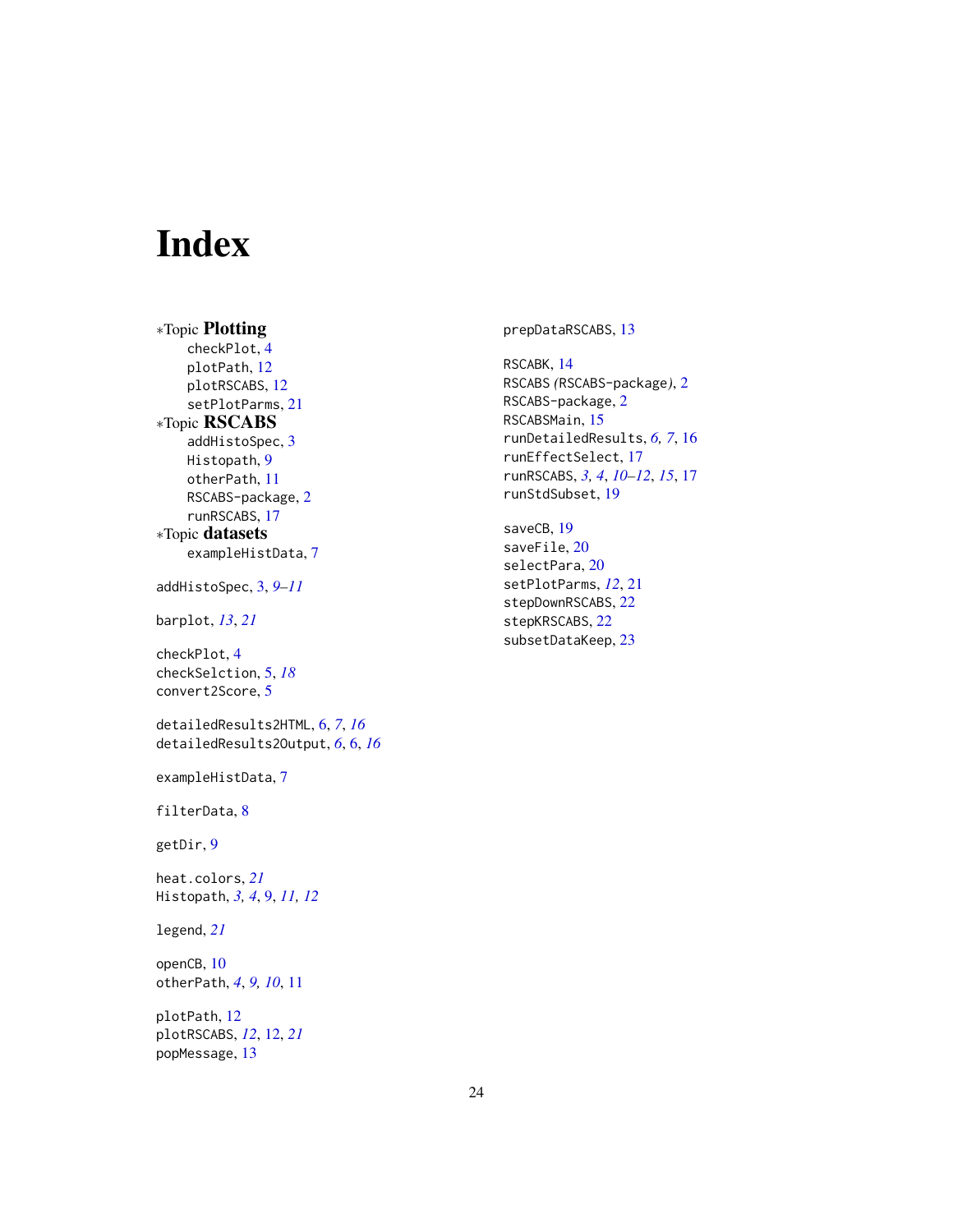# Index

*Topic **Plotting**
  checkPlot, 4
  plotPath, 12
  plotRSCABS, 12
  setPlotParms, 21
*Topic **RSCABS**
  addHistoSpec, 3
  Histopath, 9
  otherPath, 11
  RSCABS-package, 2
  runRSCABS, 17
*Topic **datasets**
  exampleHistData, 7

addHistoSpec, 3, *9–11*

barplot, *13*, *21*

checkPlot, 4
checkSelction, 5, *18*
convert2Score, 5

detailedResults2HTML, 6, *7*, *16*
detailedResults2Output, *6*, 6, *16*

exampleHistData, 7

filterData, 8

getDir, 9

heat.colors, *21*
Histopath, *3, 4*, 9, *11, 12*

legend, *21*

openCB, 10
otherPath, *4*, *9, 10*, 11

plotPath, 12
plotRSCABS, *12*, 12, *21*
popMessage, 13

prepDataRSCABS, 13

RSCABK, 14
RSCABS *(*RSCABS-package*)*, 2
RSCABS-package, 2
RSCABSMain, 15
runDetailedResults, *6, 7*, 16
runEffectSelect, 17
runRSCABS, *3, 4*, *10–12*, *15*, 17
runStdSubset, 19

saveCB, 19
saveFile, 20
selectPara, 20
setPlotParms, *12*, 21
stepDownRSCABS, 22
stepKRSCABS, 22
subsetDataKeep, 23